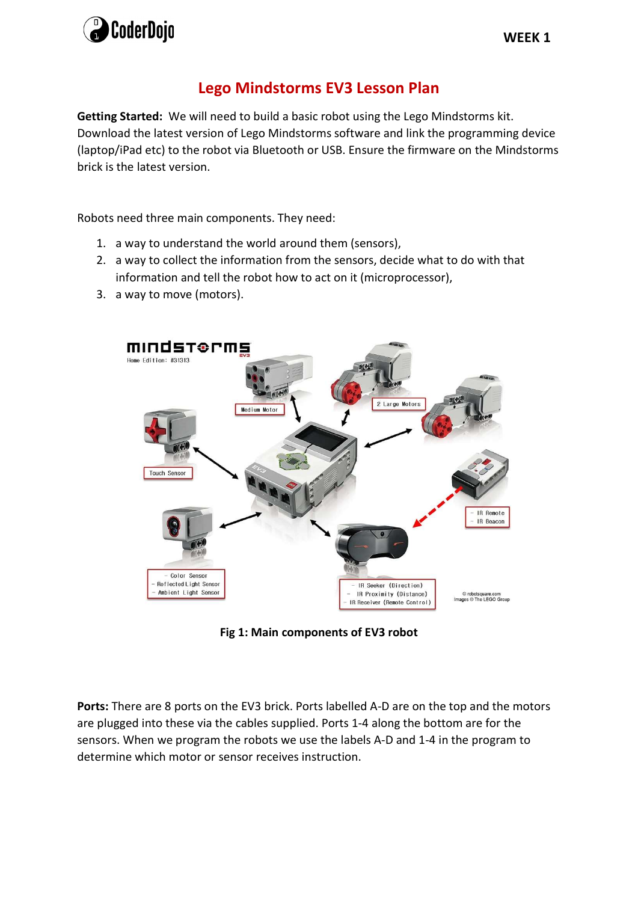# Lego Mindstorms EV3 Lesson Plan

**Getting Started:** We will need to build a basic robot using the Lego Mindstorms kit. Download the latest version of Lego Mindstorms software and link the programming device (laptop/iPad etc) to the robot via Bluetooth or USB. Ensure the firmware on the Mindstorms brick is the latest version.

Robots need three main components. They need:

1. a way to understand the world around them (sensors),
2. a way to collect the information from the sensors, decide what to do with that information and tell the robot how to act on it (microprocessor),
3. a way to move (motors).

**Fig 1: Main components of EV3 robot**

**Ports:** There are 8 ports on the EV3 brick. Ports labelled A-D are on the top and the motors are plugged into these via the cables supplied. Ports 1-4 along the bottom are for the sensors. When we program the robots we use the labels A-D and 1-4 in the program to determine which motor or sensor receives instruction.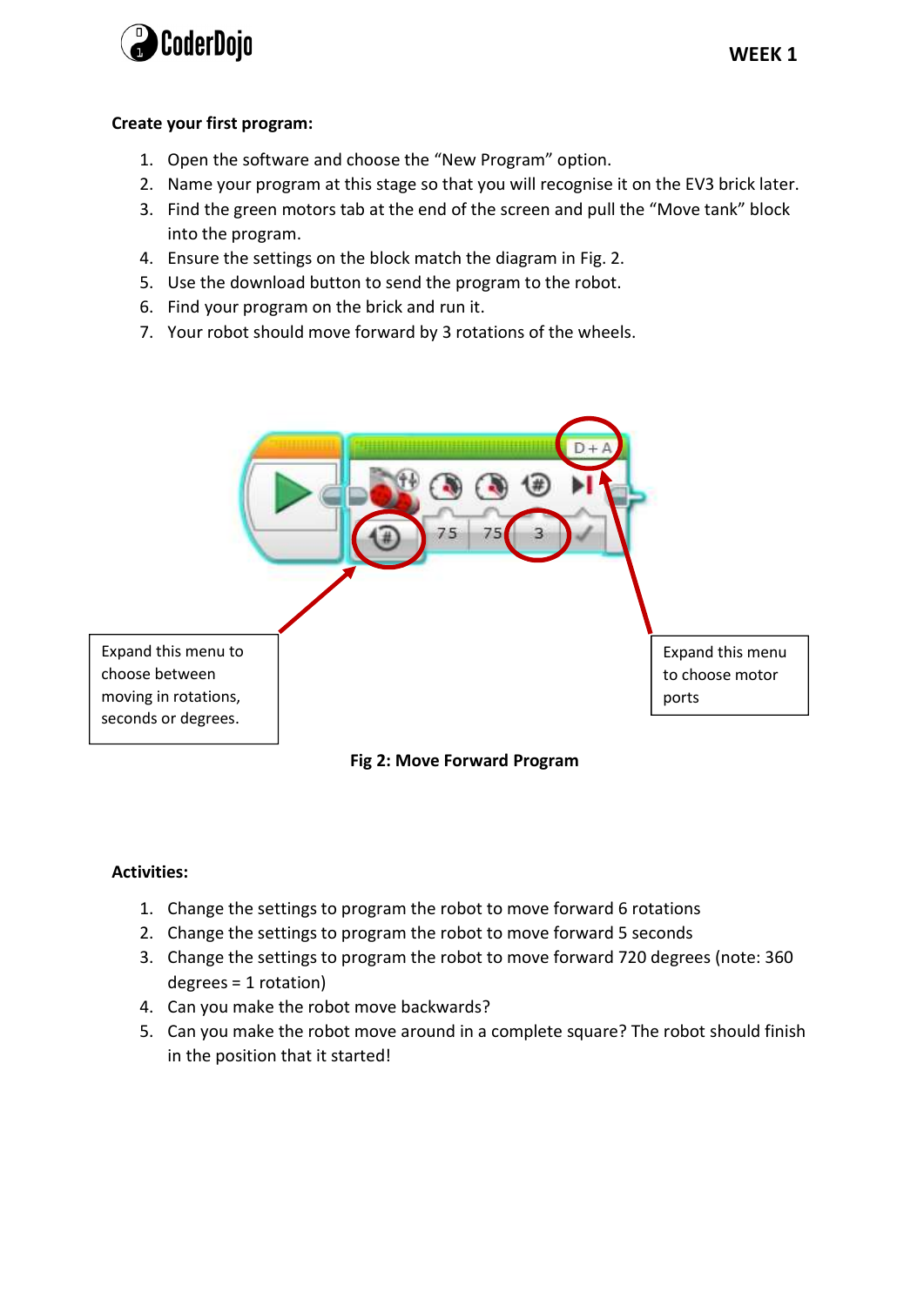**Create your first program:**

1. Open the software and choose the “New Program” option.
2. Name your program at this stage so that you will recognise it on the EV3 brick later.
3. Find the green motors tab at the end of the screen and pull the “Move tank” block into the program.
4. Ensure the settings on the block match the diagram in Fig. 2.
5. Use the download button to send the program to the robot.
6. Find your program on the brick and run it.
7. Your robot should move forward by 3 rotations of the wheels.

D + A

75 75 3

Expand this menu to choose between moving in rotations, seconds or degrees.

Expand this menu to choose motor ports

**Fig 2: Move Forward Program**

**Activities:**

1. Change the settings to program the robot to move forward 6 rotations
2. Change the settings to program the robot to move forward 5 seconds
3. Change the settings to program the robot to move forward 720 degrees (note: 360 degrees = 1 rotation)
4. Can you make the robot move backwards?
5. Can you make the robot move around in a complete square? The robot should finish in the position that it started!